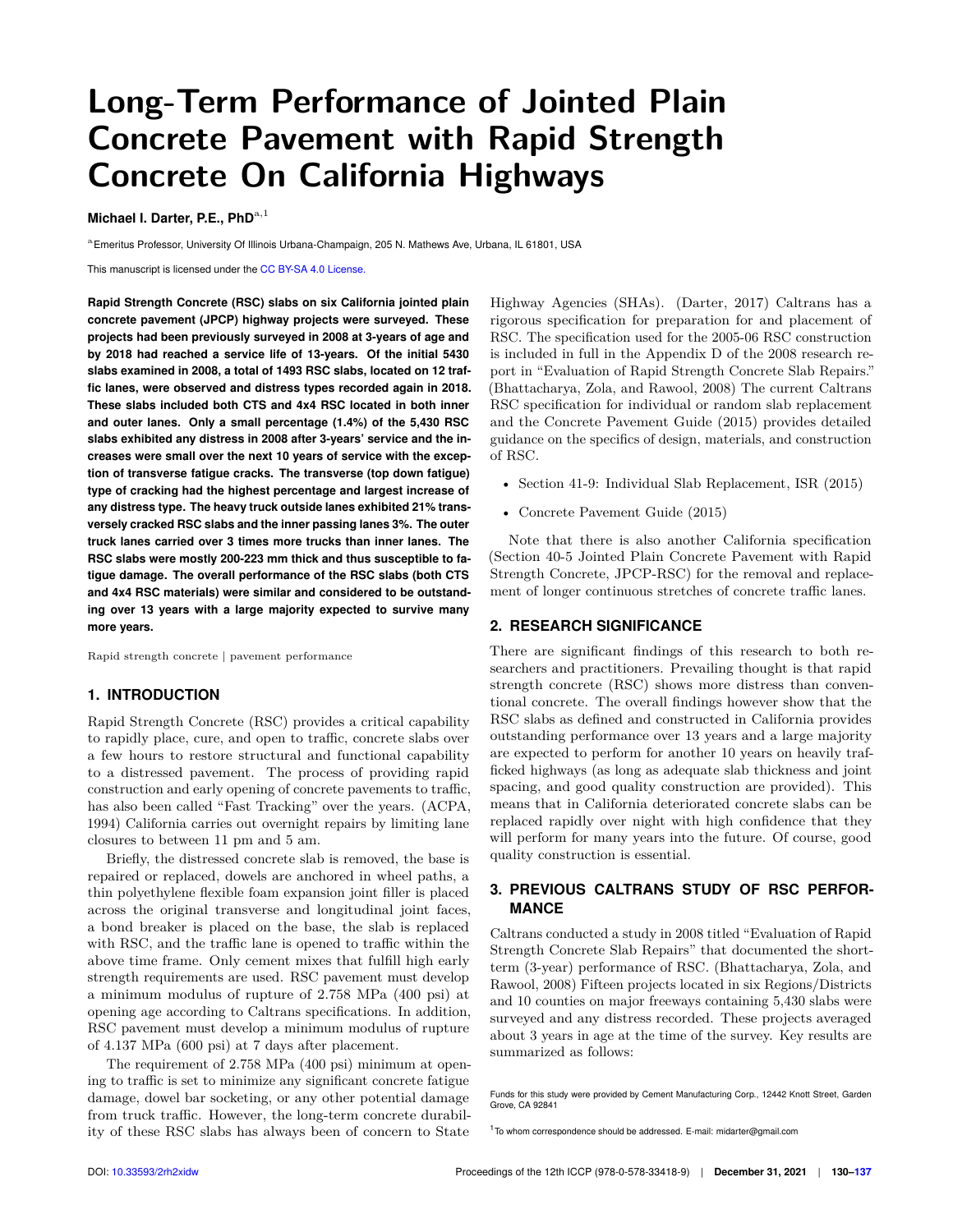# Long-Term Performance of Jointed Plain Concrete Pavement with Rapid Strength Concrete On California Highways

**Michael I. Darter, P.E., PhD**[a,1]

[a] Emeritus Professor, University Of Illinois Urbana-Champaign, 205 N. Mathews Ave, Urbana, IL 61801, USA

This manuscript is licensed under the CC BY-SA 4.0 License.

**Rapid Strength Concrete (RSC) slabs on six California jointed plain concrete pavement (JPCP) highway projects were surveyed. These projects had been previously surveyed in 2008 at 3-years of age and by 2018 had reached a service life of 13-years. Of the initial 5430 slabs examined in 2008, a total of 1493 RSC slabs, located on 12 traffic lanes, were observed and distress types recorded again in 2018. These slabs included both CTS and 4x4 RSC located in both inner and outer lanes. Only a small percentage (1.4%) of the 5,430 RSC slabs exhibited any distress in 2008 after 3-years' service and the increases were small over the next 10 years of service with the exception of transverse fatigue cracks. The transverse (top down fatigue) type of cracking had the highest percentage and largest increase of any distress type. The heavy truck outside lanes exhibited 21% transversely cracked RSC slabs and the inner passing lanes 3%. The outer truck lanes carried over 3 times more trucks than inner lanes. The RSC slabs were mostly 200-223 mm thick and thus susceptible to fatigue damage. The overall performance of the RSC slabs (both CTS and 4x4 RSC materials) were similar and considered to be outstanding over 13 years with a large majority expected to survive many more years.**

Rapid strength concrete | pavement performance

## 1. INTRODUCTION

Rapid Strength Concrete (RSC) provides a critical capability to rapidly place, cure, and open to traffic, concrete slabs over a few hours to restore structural and functional capability to a distressed pavement. The process of providing rapid construction and early opening of concrete pavements to traffic, has also been called "Fast Tracking" over the years. (ACPA, 1994) California carries out overnight repairs by limiting lane closures to between 11 pm and 5 am.

Briefly, the distressed concrete slab is removed, the base is repaired or replaced, dowels are anchored in wheel paths, a thin polyethylene flexible foam expansion joint filler is placed across the original transverse and longitudinal joint faces, a bond breaker is placed on the base, the slab is replaced with RSC, and the traffic lane is opened to traffic within the above time frame. Only cement mixes that fulfill high early strength requirements are used. RSC pavement must develop a minimum modulus of rupture of 2.758 MPa (400 psi) at opening age according to Caltrans specifications. In addition, RSC pavement must develop a minimum modulus of rupture of 4.137 MPa (600 psi) at 7 days after placement.

The requirement of 2.758 MPa (400 psi) minimum at opening to traffic is set to minimize any significant concrete fatigue damage, dowel bar socketing, or any other potential damage from truck traffic. However, the long-term concrete durability of these RSC slabs has always been of concern to State Highway Agencies (SHAs). (Darter, 2017) Caltrans has a rigorous specification for preparation for and placement of RSC. The specification used for the 2005-06 RSC construction is included in full in the Appendix D of the 2008 research report in "Evaluation of Rapid Strength Concrete Slab Repairs." (Bhattacharya, Zola, and Rawool, 2008) The current Caltrans RSC specification for individual or random slab replacement and the Concrete Pavement Guide (2015) provides detailed guidance on the specifics of design, materials, and construction of RSC.

- Section 41-9: Individual Slab Replacement, ISR (2015)
- Concrete Pavement Guide (2015)

Note that there is also another California specification (Section 40-5 Jointed Plain Concrete Pavement with Rapid Strength Concrete, JPCP-RSC) for the removal and replacement of longer continuous stretches of concrete traffic lanes.

## 2. RESEARCH SIGNIFICANCE

There are significant findings of this research to both researchers and practitioners. Prevailing thought is that rapid strength concrete (RSC) shows more distress than conventional concrete. The overall findings however show that the RSC slabs as defined and constructed in California provides outstanding performance over 13 years and a large majority are expected to perform for another 10 years on heavily trafficked highways (as long as adequate slab thickness and joint spacing, and good quality construction are provided). This means that in California deteriorated concrete slabs can be replaced rapidly over night with high confidence that they will perform for many years into the future. Of course, good quality construction is essential.

## 3. PREVIOUS CALTRANS STUDY OF RSC PERFORMANCE

Caltrans conducted a study in 2008 titled "Evaluation of Rapid Strength Concrete Slab Repairs" that documented the short-term (3-year) performance of RSC. (Bhattacharya, Zola, and Rawool, 2008) Fifteen projects located in six Regions/Districts and 10 counties on major freeways containing 5,430 slabs were surveyed and any distress recorded. These projects averaged about 3 years in age at the time of the survey. Key results are summarized as follows:

Funds for this study were provided by Cement Manufacturing Corp., 12442 Knott Street, Garden Grove, CA 92841

[1] To whom correspondence should be addressed. E-mail: midarter@gmail.com

DOI: 10.33593/2rh2xidw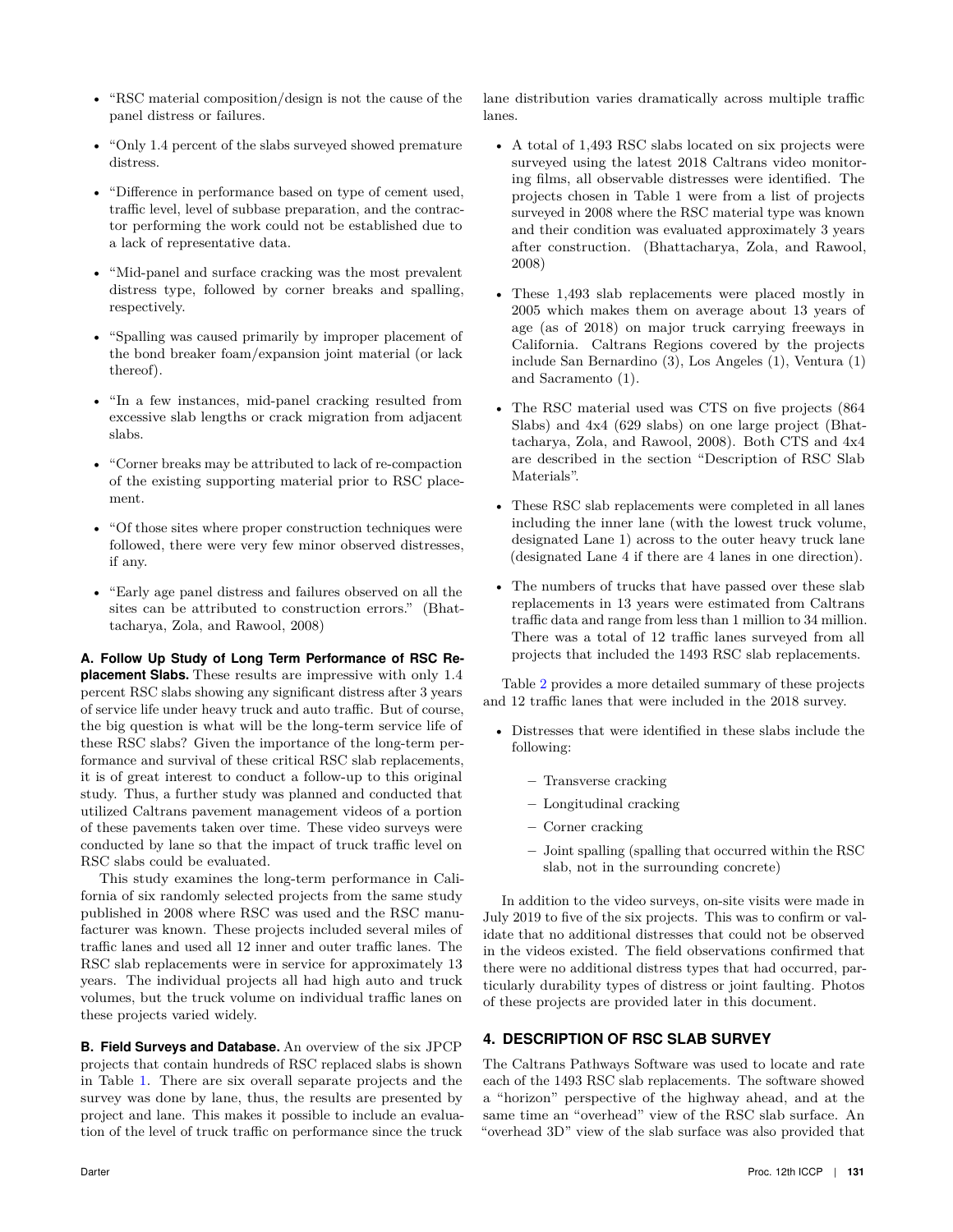- "RSC material composition/design is not the cause of the panel distress or failures.
- "Only 1.4 percent of the slabs surveyed showed premature distress.
- "Difference in performance based on type of cement used, traffic level, level of subbase preparation, and the contractor performing the work could not be established due to a lack of representative data.
- "Mid-panel and surface cracking was the most prevalent distress type, followed by corner breaks and spalling, respectively.
- "Spalling was caused primarily by improper placement of the bond breaker foam/expansion joint material (or lack thereof).
- "In a few instances, mid-panel cracking resulted from excessive slab lengths or crack migration from adjacent slabs.
- "Corner breaks may be attributed to lack of re-compaction of the existing supporting material prior to RSC placement.
- "Of those sites where proper construction techniques were followed, there were very few minor observed distresses, if any.
- "Early age panel distress and failures observed on all the sites can be attributed to construction errors." (Bhattacharya, Zola, and Rawool, 2008)

**A. Follow Up Study of Long Term Performance of RSC Replacement Slabs.** These results are impressive with only 1.4 percent RSC slabs showing any significant distress after 3 years of service life under heavy truck and auto traffic. But of course, the big question is what will be the long-term service life of these RSC slabs? Given the importance of the long-term performance and survival of these critical RSC slab replacements, it is of great interest to conduct a follow-up to this original study. Thus, a further study was planned and conducted that utilized Caltrans pavement management videos of a portion of these pavements taken over time. These video surveys were conducted by lane so that the impact of truck traffic level on RSC slabs could be evaluated.

This study examines the long-term performance in California of six randomly selected projects from the same study published in 2008 where RSC was used and the RSC manufacturer was known. These projects included several miles of traffic lanes and used all 12 inner and outer traffic lanes. The RSC slab replacements were in service for approximately 13 years. The individual projects all had high auto and truck volumes, but the truck volume on individual traffic lanes on these projects varied widely.

**B. Field Surveys and Database.** An overview of the six JPCP projects that contain hundreds of RSC replaced slabs is shown in Table 1. There are six overall separate projects and the survey was done by lane, thus, the results are presented by project and lane. This makes it possible to include an evaluation of the level of truck traffic on performance since the truck lane distribution varies dramatically across multiple traffic lanes.

- A total of 1,493 RSC slabs located on six projects were surveyed using the latest 2018 Caltrans video monitoring films, all observable distresses were identified. The projects chosen in Table 1 were from a list of projects surveyed in 2008 where the RSC material type was known and their condition was evaluated approximately 3 years after construction. (Bhattacharya, Zola, and Rawool, 2008)
- These 1,493 slab replacements were placed mostly in 2005 which makes them on average about 13 years of age (as of 2018) on major truck carrying freeways in California. Caltrans Regions covered by the projects include San Bernardino (3), Los Angeles (1), Ventura (1) and Sacramento (1).
- The RSC material used was CTS on five projects (864 Slabs) and 4x4 (629 slabs) on one large project (Bhattacharya, Zola, and Rawool, 2008). Both CTS and 4x4 are described in the section "Description of RSC Slab Materials".
- These RSC slab replacements were completed in all lanes including the inner lane (with the lowest truck volume, designated Lane 1) across to the outer heavy truck lane (designated Lane 4 if there are 4 lanes in one direction).
- The numbers of trucks that have passed over these slab replacements in 13 years were estimated from Caltrans traffic data and range from less than 1 million to 34 million. There was a total of 12 traffic lanes surveyed from all projects that included the 1493 RSC slab replacements.

Table 2 provides a more detailed summary of these projects and 12 traffic lanes that were included in the 2018 survey.

- Distresses that were identified in these slabs include the following:
  - Transverse cracking
  - Longitudinal cracking
  - Corner cracking
  - Joint spalling (spalling that occurred within the RSC slab, not in the surrounding concrete)

In addition to the video surveys, on-site visits were made in July 2019 to five of the six projects. This was to confirm or validate that no additional distresses that could not be observed in the videos existed. The field observations confirmed that there were no additional distress types that had occurred, particularly durability types of distress or joint faulting. Photos of these projects are provided later in this document.

## 4. DESCRIPTION OF RSC SLAB SURVEY

The Caltrans Pathways Software was used to locate and rate each of the 1493 RSC slab replacements. The software showed a "horizon" perspective of the highway ahead, and at the same time an "overhead" view of the RSC slab surface. An "overhead 3D" view of the slab surface was also provided that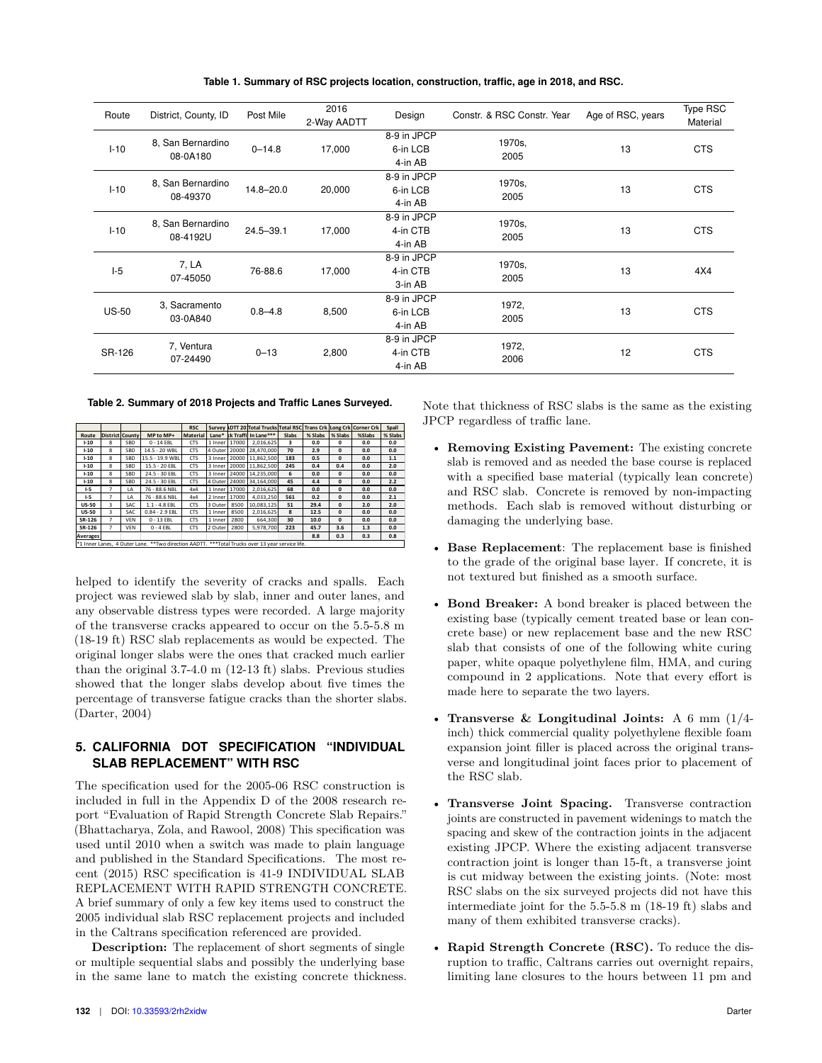**Table 1. Summary of RSC projects location, construction, traffic, age in 2018, and RSC.**

| Route | District, County, ID | Post Mile | 2016 2-Way AADTT | Design | Constr. & RSC Constr. Year | Age of RSC, years | Type RSC Material |
|---|---|---|---|---|---|---|---|
| I-10 | 8, San Bernardino 08-0A180 | 0–14.8 | 17,000 | 8-9 in JPCP 6-in LCB 4-in AB | 1970s, 2005 | 13 | CTS |
| I-10 | 8, San Bernardino 08-49370 | 14.8–20.0 | 20,000 | 8-9 in JPCP 6-in LCB 4-in AB | 1970s, 2005 | 13 | CTS |
| I-10 | 8, San Bernardino 08-4192U | 24.5–39.1 | 17,000 | 8-9 in JPCP 4-in CTB 4-in AB | 1970s, 2005 | 13 | CTS |
| I-5 | 7, LA 07-45050 | 76-88.6 | 17,000 | 8-9 in JPCP 4-in CTB 3-in AB | 1970s, 2005 | 13 | 4X4 |
| US-50 | 3, Sacramento 03-0A840 | 0.8–4.8 | 8,500 | 8-9 in JPCP 6-in LCB 4-in AB | 1972, 2005 | 13 | CTS |
| SR-126 | 7, Ventura 07-24490 | 0–13 | 2,800 | 8-9 in JPCP 4-in CTB 4-in AB | 1972, 2006 | 12 | CTS |

**Table 2. Summary of 2018 Projects and Traffic Lanes Surveyed.**

| Route | District | County | MP to MP+ | RSC Material | Survey Lane* | ADTT 2016 Truck Traffic** | Total Trucks In Lane*** | Total RSC Slabs | Trans Crk % Slabs | Long Crk % Slabs | Corner Crk %Slabs | Spall % Slabs |
|---|---|---|---|---|---|---|---|---|---|---|---|---|
| I-10 | 8 | SBD | 0 - 14 EBL | CTS | 1 Inner | 17000 | 2,016,625 | 3 | 0.0 | 0 | 0.0 | 0.0 |
| I-10 | 8 | SBD | 14.5 - 20 WBL | CTS | 4 Outer | 20000 | 28,470,000 | 70 | 2.9 | 0 | 0.0 | 0.0 |
| I-10 | 8 | SBD | 15.5 - 19.9 WBL | CTS | 3 Inner | 20000 | 11,862,500 | 183 | 0.5 | 0 | 0.0 | 1.1 |
| I-10 | 8 | SBD | 15.5 - 20 EBL | CTS | 3 Inner | 20000 | 11,862,500 | 245 | 0.4 | 0.4 | 0.0 | 2.0 |
| I-10 | 8 | SBD | 24.5 - 30 EBL | CTS | 3 Inner | 24000 | 14,235,000 | 6 | 0.0 | 0 | 0.0 | 0.0 |
| I-10 | 8 | SBD | 24.5 - 30 EBL | CTS | 4 Outer | 24000 | 34,164,000 | 45 | 4.4 | 0 | 0.0 | 2.2 |
| I-5 | 7 | LA | 76 - 88.6 NBL | 4x4 | 1 Inner | 17000 | 2,016,625 | 68 | 0.0 | 0 | 0.0 | 0.0 |
| I-5 | 7 | LA | 76 - 88.6 NBL | 4x4 | 2 Inner | 17000 | 4,033,250 | 561 | 0.2 | 0 | 0.0 | 2.1 |
| US-50 | 3 | SAC | 1.1 - 4.8 EBL | CTS | 3 Outer | 8500 | 10,083,125 | 51 | 29.4 | 0 | 2.0 | 2.0 |
| US-50 | 3 | SAC | 0.84 - 2.9 EBL | CTS | 1 Inner | 8500 | 2,016,625 | 8 | 12.5 | 0 | 0.0 | 0.0 |
| SR-126 | 7 | VEN | 0 - 13 EBL | CTS | 1 Inner | 2800 | 664,300 | 30 | 10.0 | 0 | 0.0 | 0.0 |
| SR-126 | 7 | VEN | 0 - 4 EBL | CTS | 2 Outer | 2800 | 5,978,700 | 223 | 45.7 | 3.6 | 1.3 | 0.0 |
| Averages | | | | | | | | | 8.8 | 0.3 | 0.3 | 0.8 |

*1 Inner Lanes, 4 Outer Lane. **Two direction AADTT. ***Total Trucks over 13 year service life.

helped to identify the severity of cracks and spalls. Each project was reviewed slab by slab, inner and outer lanes, and any observable distress types were recorded. A large majority of the transverse cracks appeared to occur on the 5.5-5.8 m (18-19 ft) RSC slab replacements as would be expected. The original longer slabs were the ones that cracked much earlier than the original 3.7-4.0 m (12-13 ft) slabs. Previous studies showed that the longer slabs develop about five times the percentage of transverse fatigue cracks than the shorter slabs. (Darter, 2004)

## 5. CALIFORNIA DOT SPECIFICATION "INDIVIDUAL SLAB REPLACEMENT" WITH RSC

The specification used for the 2005-06 RSC construction is included in full in the Appendix D of the 2008 research report "Evaluation of Rapid Strength Concrete Slab Repairs." (Bhattacharya, Zola, and Rawool, 2008) This specification was used until 2010 when a switch was made to plain language and published in the Standard Specifications. The most recent (2015) RSC specification is 41-9 INDIVIDUAL SLAB REPLACEMENT WITH RAPID STRENGTH CONCRETE. A brief summary of only a few key items used to construct the 2005 individual slab RSC replacement projects and included in the Caltrans specification referenced are provided.

**Description:** The replacement of short segments of single or multiple sequential slabs and possibly the underlying base in the same lane to match the existing concrete thickness. Note that thickness of RSC slabs is the same as the existing JPCP regardless of traffic lane.

- **Removing Existing Pavement:** The existing concrete slab is removed and as needed the base course is replaced with a specified base material (typically lean concrete) and RSC slab. Concrete is removed by non-impacting methods. Each slab is removed without disturbing or damaging the underlying base.
- **Base Replacement**: The replacement base is finished to the grade of the original base layer. If concrete, it is not textured but finished as a smooth surface.
- **Bond Breaker:** A bond breaker is placed between the existing base (typically cement treated base or lean concrete base) or new replacement base and the new RSC slab that consists of one of the following white curing paper, white opaque polyethylene film, HMA, and curing compound in 2 applications. Note that every effort is made here to separate the two layers.
- **Transverse & Longitudinal Joints:** A 6 mm (1/4-inch) thick commercial quality polyethylene flexible foam expansion joint filler is placed across the original transverse and longitudinal joint faces prior to placement of the RSC slab.
- **Transverse Joint Spacing.** Transverse contraction joints are constructed in pavement widenings to match the spacing and skew of the contraction joints in the adjacent existing JPCP. Where the existing adjacent transverse contraction joint is longer than 15-ft, a transverse joint is cut midway between the existing joints. (Note: most RSC slabs on the six surveyed projects did not have this intermediate joint for the 5.5-5.8 m (18-19 ft) slabs and many of them exhibited transverse cracks).
- **Rapid Strength Concrete (RSC).** To reduce the disruption to traffic, Caltrans carries out overnight repairs, limiting lane closures to the hours between 11 pm and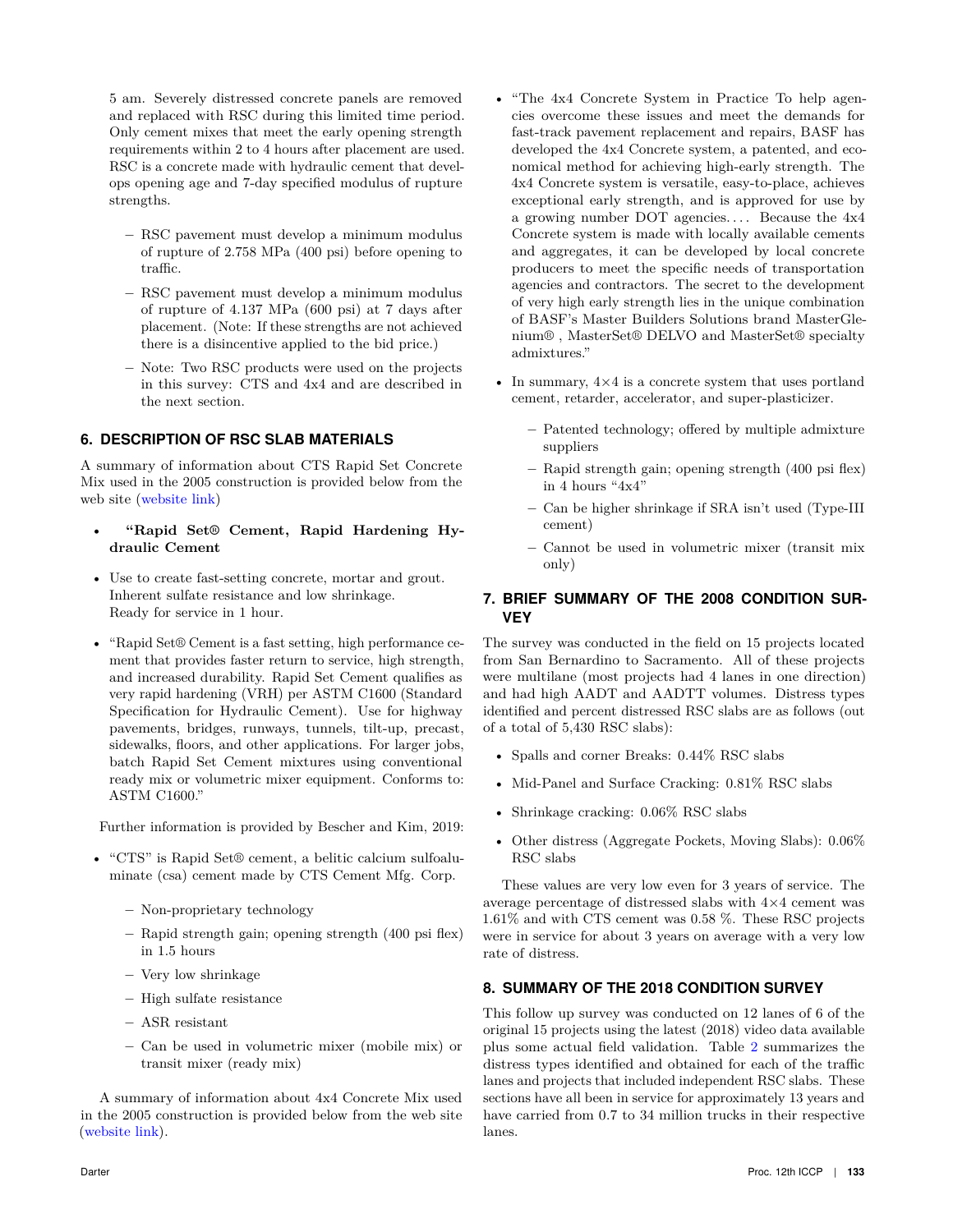5 am. Severely distressed concrete panels are removed and replaced with RSC during this limited time period. Only cement mixes that meet the early opening strength requirements within 2 to 4 hours after placement are used. RSC is a concrete made with hydraulic cement that develops opening age and 7-day specified modulus of rupture strengths.

- RSC pavement must develop a minimum modulus of rupture of 2.758 MPa (400 psi) before opening to traffic.
- RSC pavement must develop a minimum modulus of rupture of 4.137 MPa (600 psi) at 7 days after placement. (Note: If these strengths are not achieved there is a disincentive applied to the bid price.)
- Note: Two RSC products were used on the projects in this survey: CTS and 4x4 and are described in the next section.

## 6. DESCRIPTION OF RSC SLAB MATERIALS

A summary of information about CTS Rapid Set Concrete Mix used in the 2005 construction is provided below from the web site (website link)

- **"Rapid Set® Cement, Rapid Hardening Hydraulic Cement**
- Use to create fast-setting concrete, mortar and grout. Inherent sulfate resistance and low shrinkage. Ready for service in 1 hour.
- "Rapid Set® Cement is a fast setting, high performance cement that provides faster return to service, high strength, and increased durability. Rapid Set Cement qualifies as very rapid hardening (VRH) per ASTM C1600 (Standard Specification for Hydraulic Cement). Use for highway pavements, bridges, runways, tunnels, tilt-up, precast, sidewalks, floors, and other applications. For larger jobs, batch Rapid Set Cement mixtures using conventional ready mix or volumetric mixer equipment. Conforms to: ASTM C1600."

Further information is provided by Bescher and Kim, 2019:

- "CTS" is Rapid Set® cement, a belitic calcium sulfoaluminate (csa) cement made by CTS Cement Mfg. Corp.
  - Non-proprietary technology
  - Rapid strength gain; opening strength (400 psi flex) in 1.5 hours
  - Very low shrinkage
  - High sulfate resistance
  - ASR resistant
  - Can be used in volumetric mixer (mobile mix) or transit mixer (ready mix)

A summary of information about 4x4 Concrete Mix used in the 2005 construction is provided below from the web site (website link).

- "The 4x4 Concrete System in Practice To help agencies overcome these issues and meet the demands for fast-track pavement replacement and repairs, BASF has developed the 4x4 Concrete system, a patented, and economical method for achieving high-early strength. The 4x4 Concrete system is versatile, easy-to-place, achieves exceptional early strength, and is approved for use by a growing number DOT agencies.... Because the 4x4 Concrete system is made with locally available cements and aggregates, it can be developed by local concrete producers to meet the specific needs of transportation agencies and contractors. The secret to the development of very high early strength lies in the unique combination of BASF's Master Builders Solutions brand MasterGlenium® , MasterSet® DELVO and MasterSet® specialty admixtures."
- In summary, 4×4 is a concrete system that uses portland cement, retarder, accelerator, and super-plasticizer.
  - Patented technology; offered by multiple admixture suppliers
  - Rapid strength gain; opening strength (400 psi flex) in 4 hours "4x4"
  - Can be higher shrinkage if SRA isn't used (Type-III cement)
  - Cannot be used in volumetric mixer (transit mix only)

## 7. BRIEF SUMMARY OF THE 2008 CONDITION SURVEY

The survey was conducted in the field on 15 projects located from San Bernardino to Sacramento. All of these projects were multilane (most projects had 4 lanes in one direction) and had high AADT and AADTT volumes. Distress types identified and percent distressed RSC slabs are as follows (out of a total of 5,430 RSC slabs):

- Spalls and corner Breaks: 0.44% RSC slabs
- Mid-Panel and Surface Cracking: 0.81% RSC slabs
- Shrinkage cracking: 0.06% RSC slabs
- Other distress (Aggregate Pockets, Moving Slabs): 0.06% RSC slabs

These values are very low even for 3 years of service. The average percentage of distressed slabs with 4×4 cement was 1.61% and with CTS cement was 0.58 %. These RSC projects were in service for about 3 years on average with a very low rate of distress.

## 8. SUMMARY OF THE 2018 CONDITION SURVEY

This follow up survey was conducted on 12 lanes of 6 of the original 15 projects using the latest (2018) video data available plus some actual field validation. Table 2 summarizes the distress types identified and obtained for each of the traffic lanes and projects that included independent RSC slabs. These sections have all been in service for approximately 13 years and have carried from 0.7 to 34 million trucks in their respective lanes.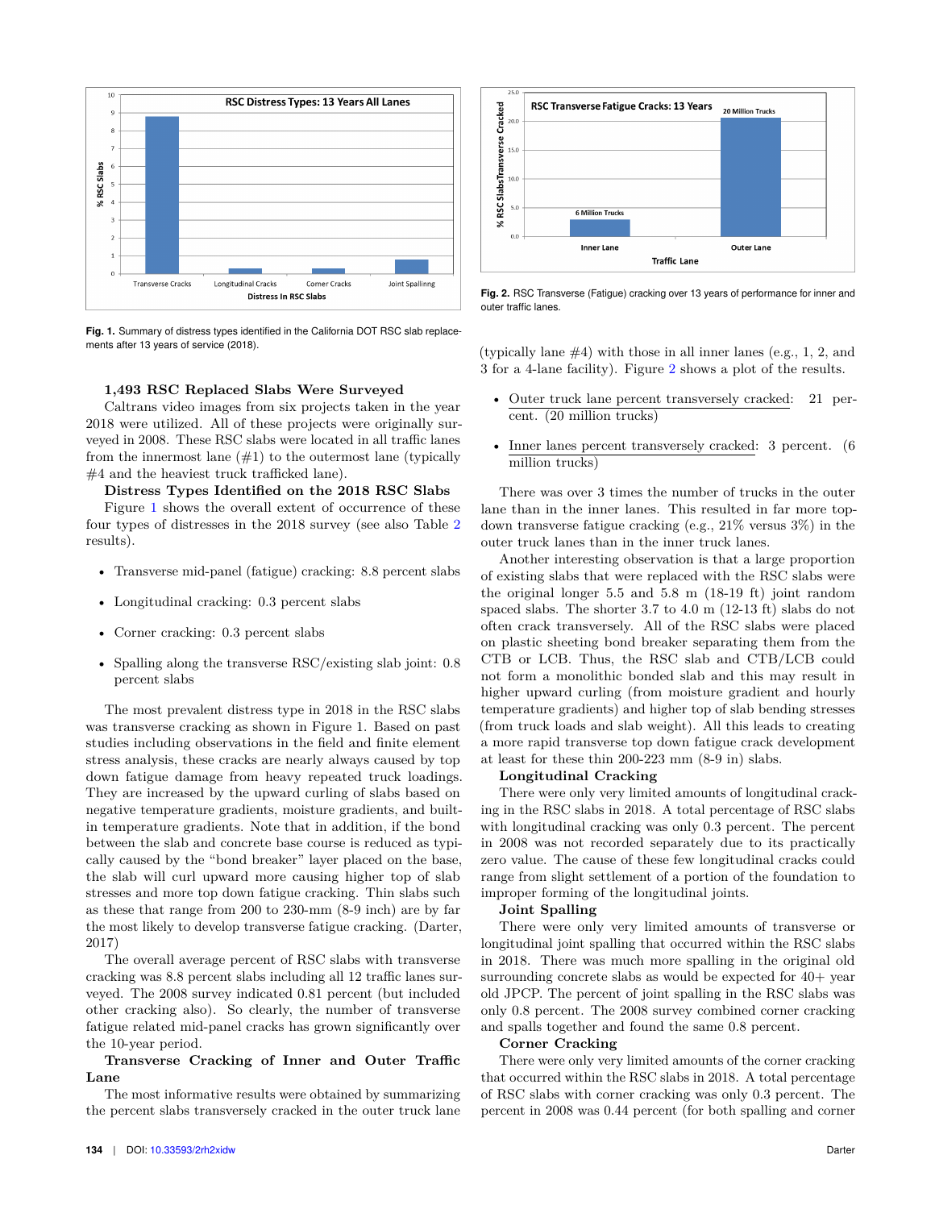RSC Distress Types: 13 Years All Lanes

% RSC Slabs

10
9
8
7
6
5
4
3
2
1
0

Transverse Cracks
Longitudinal Cracks
Corner Cracks
Joint Spallinng

Distress In RSC Slabs

**Fig. 1.** Summary of distress types identified in the California DOT RSC slab replacements after 13 years of service (2018).

RSC Transverse Fatigue Cracks: 13 Years

% RSC Slabs Transverse Cracked

25.0
20.0
15.0
10.0
5.0
0.0

6 Million Trucks
20 Million Trucks

Inner Lane
Outer Lane

Traffic Lane

**Fig. 2.** RSC Transverse (Fatigue) cracking over 13 years of performance for inner and outer traffic lanes.

### 1,493 RSC Replaced Slabs Were Surveyed

Caltrans video images from six projects taken in the year 2018 were utilized. All of these projects were originally surveyed in 2008. These RSC slabs were located in all traffic lanes from the innermost lane (#1) to the outermost lane (typically #4 and the heaviest truck trafficked lane).

### Distress Types Identified on the 2018 RSC Slabs

Figure 1 shows the overall extent of occurrence of these four types of distresses in the 2018 survey (see also Table 2 results).

- Transverse mid-panel (fatigue) cracking: 8.8 percent slabs
- Longitudinal cracking: 0.3 percent slabs
- Corner cracking: 0.3 percent slabs
- Spalling along the transverse RSC/existing slab joint: 0.8 percent slabs

The most prevalent distress type in 2018 in the RSC slabs was transverse cracking as shown in Figure 1. Based on past studies including observations in the field and finite element stress analysis, these cracks are nearly always caused by top down fatigue damage from heavy repeated truck loadings. They are increased by the upward curling of slabs based on negative temperature gradients, moisture gradients, and built-in temperature gradients. Note that in addition, if the bond between the slab and concrete base course is reduced as typically caused by the "bond breaker" layer placed on the base, the slab will curl upward more causing higher top of slab stresses and more top down fatigue cracking. Thin slabs such as these that range from 200 to 230-mm (8-9 inch) are by far the most likely to develop transverse fatigue cracking. (Darter, 2017)

The overall average percent of RSC slabs with transverse cracking was 8.8 percent slabs including all 12 traffic lanes surveyed. The 2008 survey indicated 0.81 percent (but included other cracking also). So clearly, the number of transverse fatigue related mid-panel cracks has grown significantly over the 10-year period.

### Transverse Cracking of Inner and Outer Traffic Lane

The most informative results were obtained by summarizing the percent slabs transversely cracked in the outer truck lane (typically lane #4) with those in all inner lanes (e.g., 1, 2, and 3 for a 4-lane facility). Figure 2 shows a plot of the results.

- Outer truck lane percent transversely cracked: 21 percent. (20 million trucks)
- Inner lanes percent transversely cracked: 3 percent. (6 million trucks)

There was over 3 times the number of trucks in the outer lane than in the inner lanes. This resulted in far more top-down transverse fatigue cracking (e.g., 21% versus 3%) in the outer truck lanes than in the inner truck lanes.

Another interesting observation is that a large proportion of existing slabs that were replaced with the RSC slabs were the original longer 5.5 and 5.8 m (18-19 ft) joint random spaced slabs. The shorter 3.7 to 4.0 m (12-13 ft) slabs do not often crack transversely. All of the RSC slabs were placed on plastic sheeting bond breaker separating them from the CTB or LCB. Thus, the RSC slab and CTB/LCB could not form a monolithic bonded slab and this may result in higher upward curling (from moisture gradient and hourly temperature gradients) and higher top of slab bending stresses (from truck loads and slab weight). All this leads to creating a more rapid transverse top down fatigue crack development at least for these thin 200-223 mm (8-9 in) slabs.

### Longitudinal Cracking

There were only very limited amounts of longitudinal cracking in the RSC slabs in 2018. A total percentage of RSC slabs with longitudinal cracking was only 0.3 percent. The percent in 2008 was not recorded separately due to its practically zero value. The cause of these few longitudinal cracks could range from slight settlement of a portion of the foundation to improper forming of the longitudinal joints.

### Joint Spalling

There were only very limited amounts of transverse or longitudinal joint spalling that occurred within the RSC slabs in 2018. There was much more spalling in the original old surrounding concrete slabs as would be expected for 40+ year old JPCP. The percent of joint spalling in the RSC slabs was only 0.8 percent. The 2008 survey combined corner cracking and spalls together and found the same 0.8 percent.

### Corner Cracking

There were only very limited amounts of the corner cracking that occurred within the RSC slabs in 2018. A total percentage of RSC slabs with corner cracking was only 0.3 percent. The percent in 2008 was 0.44 percent (for both spalling and corner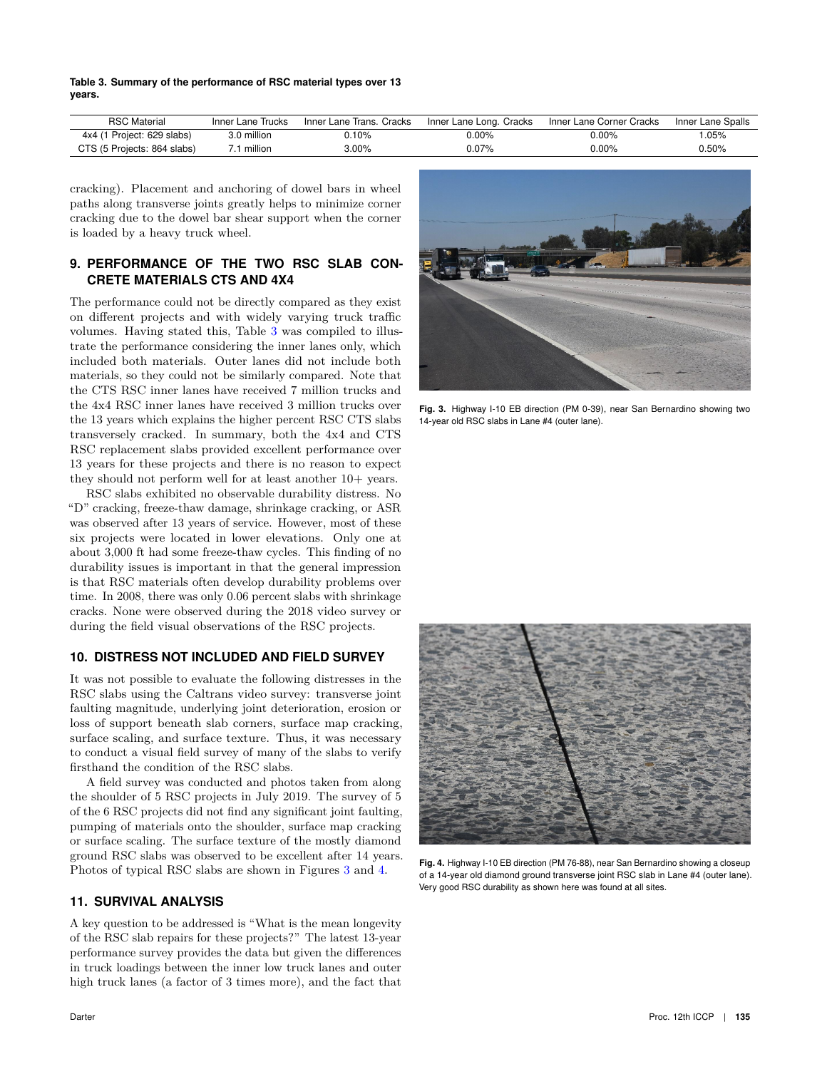**Table 3. Summary of the performance of RSC material types over 13 years.**

| RSC Material | Inner Lane Trucks | Inner Lane Trans. Cracks | Inner Lane Long. Cracks | Inner Lane Corner Cracks | Inner Lane Spalls |
|---|---|---|---|---|---|
| 4x4 (1 Project: 629 slabs) | 3.0 million | 0.10% | 0.00% | 0.00% | 1.05% |
| CTS (5 Projects: 864 slabs) | 7.1 million | 3.00% | 0.07% | 0.00% | 0.50% |

cracking). Placement and anchoring of dowel bars in wheel paths along transverse joints greatly helps to minimize corner cracking due to the dowel bar shear support when the corner is loaded by a heavy truck wheel.

## 9. PERFORMANCE OF THE TWO RSC SLAB CONCRETE MATERIALS CTS AND 4X4

The performance could not be directly compared as they exist on different projects and with widely varying truck traffic volumes. Having stated this, Table 3 was compiled to illustrate the performance considering the inner lanes only, which included both materials. Outer lanes did not include both materials, so they could not be similarly compared. Note that the CTS RSC inner lanes have received 7 million trucks and the 4x4 RSC inner lanes have received 3 million trucks over the 13 years which explains the higher percent RSC CTS slabs transversely cracked. In summary, both the 4x4 and CTS RSC replacement slabs provided excellent performance over 13 years for these projects and there is no reason to expect they should not perform well for at least another 10+ years.

RSC slabs exhibited no observable durability distress. No "D" cracking, freeze-thaw damage, shrinkage cracking, or ASR was observed after 13 years of service. However, most of these six projects were located in lower elevations. Only one at about 3,000 ft had some freeze-thaw cycles. This finding of no durability issues is important in that the general impression is that RSC materials often develop durability problems over time. In 2008, there was only 0.06 percent slabs with shrinkage cracks. None were observed during the 2018 video survey or during the field visual observations of the RSC projects.

## 10. DISTRESS NOT INCLUDED AND FIELD SURVEY

It was not possible to evaluate the following distresses in the RSC slabs using the Caltrans video survey: transverse joint faulting magnitude, underlying joint deterioration, erosion or loss of support beneath slab corners, surface map cracking, surface scaling, and surface texture. Thus, it was necessary to conduct a visual field survey of many of the slabs to verify firsthand the condition of the RSC slabs.

A field survey was conducted and photos taken from along the shoulder of 5 RSC projects in July 2019. The survey of 5 of the 6 RSC projects did not find any significant joint faulting, pumping of materials onto the shoulder, surface map cracking or surface scaling. The surface texture of the mostly diamond ground RSC slabs was observed to be excellent after 14 years. Photos of typical RSC slabs are shown in Figures 3 and 4.

## 11. SURVIVAL ANALYSIS

A key question to be addressed is "What is the mean longevity of the RSC slab repairs for these projects?" The latest 13-year performance survey provides the data but given the differences in truck loadings between the inner low truck lanes and outer high truck lanes (a factor of 3 times more), and the fact that

**Fig. 3.** Highway I-10 EB direction (PM 0-39), near San Bernardino showing two 14-year old RSC slabs in Lane #4 (outer lane).

**Fig. 4.** Highway I-10 EB direction (PM 76-88), near San Bernardino showing a closeup of a 14-year old diamond ground transverse joint RSC slab in Lane #4 (outer lane). Very good RSC durability as shown here was found at all sites.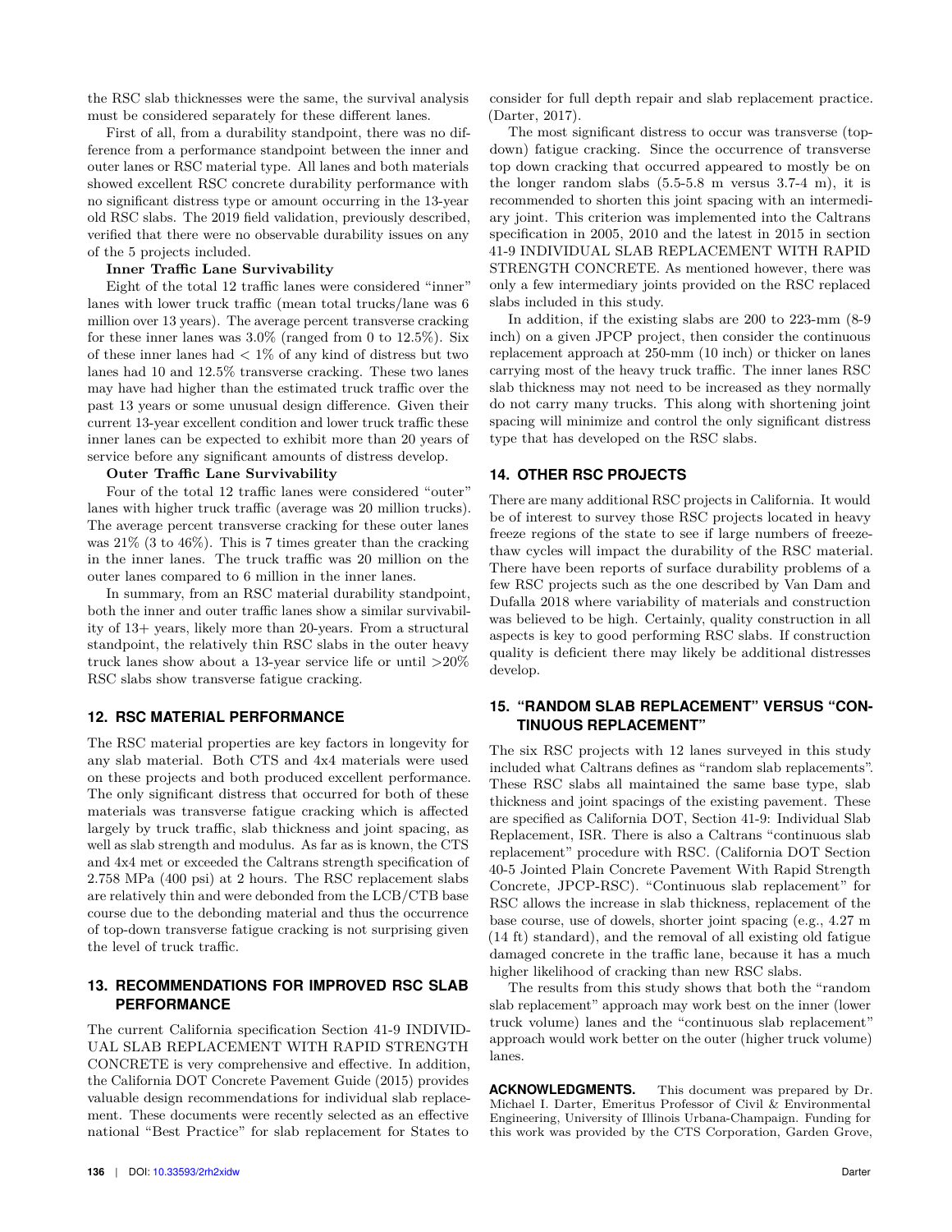the RSC slab thicknesses were the same, the survival analysis must be considered separately for these different lanes.

First of all, from a durability standpoint, there was no difference from a performance standpoint between the inner and outer lanes or RSC material type. All lanes and both materials showed excellent RSC concrete durability performance with no significant distress type or amount occurring in the 13-year old RSC slabs. The 2019 field validation, previously described, verified that there were no observable durability issues on any of the 5 projects included.

**Inner Traffic Lane Survivability**

Eight of the total 12 traffic lanes were considered "inner" lanes with lower truck traffic (mean total trucks/lane was 6 million over 13 years). The average percent transverse cracking for these inner lanes was 3.0% (ranged from 0 to 12.5%). Six of these inner lanes had < 1% of any kind of distress but two lanes had 10 and 12.5% transverse cracking. These two lanes may have had higher than the estimated truck traffic over the past 13 years or some unusual design difference. Given their current 13-year excellent condition and lower truck traffic these inner lanes can be expected to exhibit more than 20 years of service before any significant amounts of distress develop.

**Outer Traffic Lane Survivability**

Four of the total 12 traffic lanes were considered "outer" lanes with higher truck traffic (average was 20 million trucks). The average percent transverse cracking for these outer lanes was 21% (3 to 46%). This is 7 times greater than the cracking in the inner lanes. The truck traffic was 20 million on the outer lanes compared to 6 million in the inner lanes.

In summary, from an RSC material durability standpoint, both the inner and outer traffic lanes show a similar survivability of 13+ years, likely more than 20-years. From a structural standpoint, the relatively thin RSC slabs in the outer heavy truck lanes show about a 13-year service life or until >20% RSC slabs show transverse fatigue cracking.

## 12. RSC MATERIAL PERFORMANCE

The RSC material properties are key factors in longevity for any slab material. Both CTS and 4x4 materials were used on these projects and both produced excellent performance. The only significant distress that occurred for both of these materials was transverse fatigue cracking which is affected largely by truck traffic, slab thickness and joint spacing, as well as slab strength and modulus. As far as is known, the CTS and 4x4 met or exceeded the Caltrans strength specification of 2.758 MPa (400 psi) at 2 hours. The RSC replacement slabs are relatively thin and were debonded from the LCB/CTB base course due to the debonding material and thus the occurrence of top-down transverse fatigue cracking is not surprising given the level of truck traffic.

## 13. RECOMMENDATIONS FOR IMPROVED RSC SLAB PERFORMANCE

The current California specification Section 41-9 INDIVIDUAL SLAB REPLACEMENT WITH RAPID STRENGTH CONCRETE is very comprehensive and effective. In addition, the California DOT Concrete Pavement Guide (2015) provides valuable design recommendations for individual slab replacement. These documents were recently selected as an effective national "Best Practice" for slab replacement for States to consider for full depth repair and slab replacement practice. (Darter, 2017).

The most significant distress to occur was transverse (top-down) fatigue cracking. Since the occurrence of transverse top down cracking that occurred appeared to mostly be on the longer random slabs (5.5-5.8 m versus 3.7-4 m), it is recommended to shorten this joint spacing with an intermediary joint. This criterion was implemented into the Caltrans specification in 2005, 2010 and the latest in 2015 in section 41-9 INDIVIDUAL SLAB REPLACEMENT WITH RAPID STRENGTH CONCRETE. As mentioned however, there was only a few intermediary joints provided on the RSC replaced slabs included in this study.

In addition, if the existing slabs are 200 to 223-mm (8-9 inch) on a given JPCP project, then consider the continuous replacement approach at 250-mm (10 inch) or thicker on lanes carrying most of the heavy truck traffic. The inner lanes RSC slab thickness may not need to be increased as they normally do not carry many trucks. This along with shortening joint spacing will minimize and control the only significant distress type that has developed on the RSC slabs.

## 14. OTHER RSC PROJECTS

There are many additional RSC projects in California. It would be of interest to survey those RSC projects located in heavy freeze regions of the state to see if large numbers of freeze-thaw cycles will impact the durability of the RSC material. There have been reports of surface durability problems of a few RSC projects such as the one described by Van Dam and Dufalla 2018 where variability of materials and construction was believed to be high. Certainly, quality construction in all aspects is key to good performing RSC slabs. If construction quality is deficient there may likely be additional distresses develop.

## 15. "RANDOM SLAB REPLACEMENT" VERSUS "CONTINUOUS REPLACEMENT"

The six RSC projects with 12 lanes surveyed in this study included what Caltrans defines as "random slab replacements". These RSC slabs all maintained the same base type, slab thickness and joint spacings of the existing pavement. These are specified as California DOT, Section 41-9: Individual Slab Replacement, ISR. There is also a Caltrans "continuous slab replacement" procedure with RSC. (California DOT Section 40-5 Jointed Plain Concrete Pavement With Rapid Strength Concrete, JPCP-RSC). "Continuous slab replacement" for RSC allows the increase in slab thickness, replacement of the base course, use of dowels, shorter joint spacing (e.g., 4.27 m (14 ft) standard), and the removal of all existing old fatigue damaged concrete in the traffic lane, because it has a much higher likelihood of cracking than new RSC slabs.

The results from this study shows that both the "random slab replacement" approach may work best on the inner (lower truck volume) lanes and the "continuous slab replacement" approach would work better on the outer (higher truck volume) lanes.

**ACKNOWLEDGMENTS.** This document was prepared by Dr. Michael I. Darter, Emeritus Professor of Civil & Environmental Engineering, University of Illinois Urbana-Champaign. Funding for this work was provided by the CTS Corporation, Garden Grove,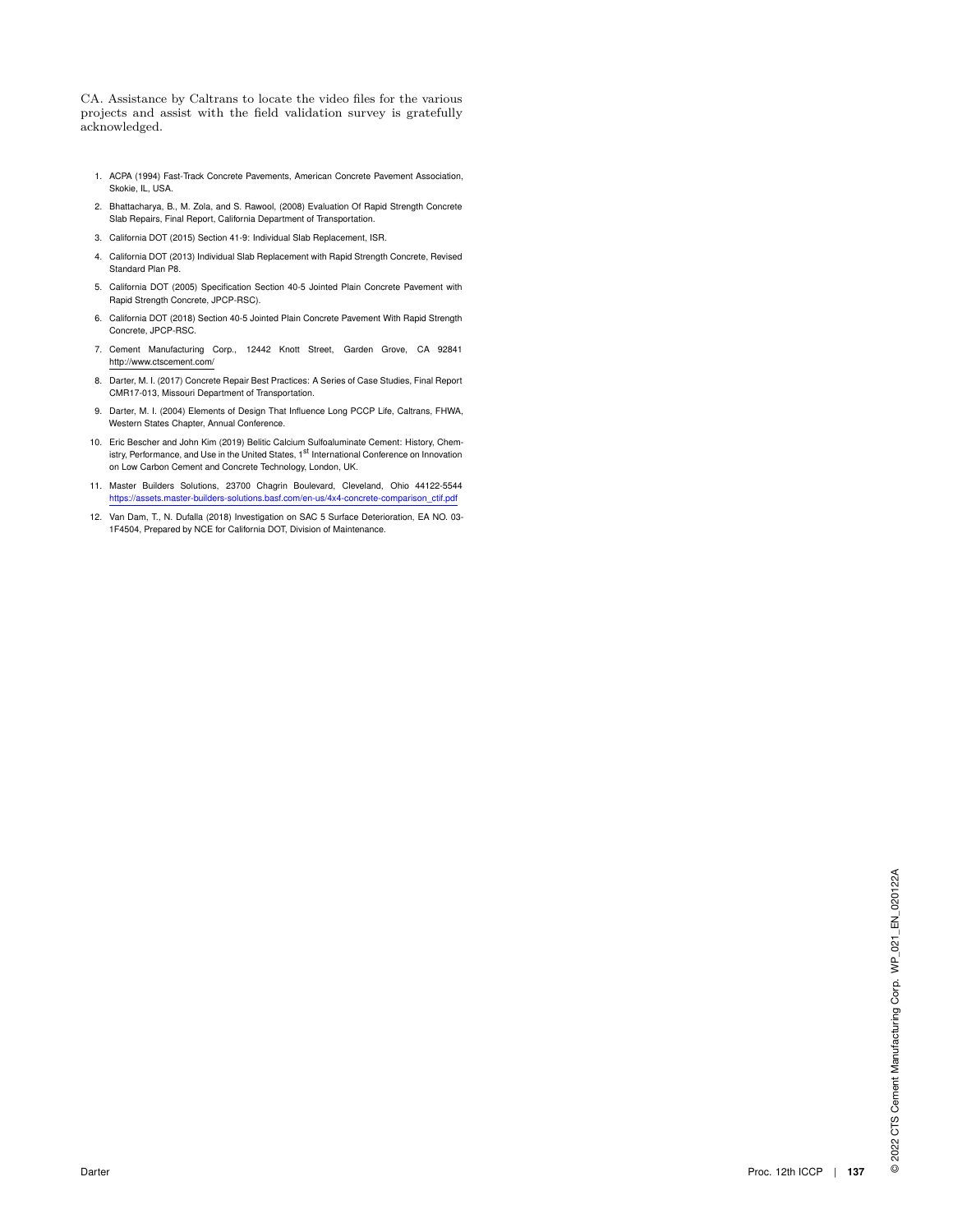CA. Assistance by Caltrans to locate the video files for the various projects and assist with the field validation survey is gratefully acknowledged.

1. ACPA (1994) Fast-Track Concrete Pavements, American Concrete Pavement Association, Skokie, IL, USA.
2. Bhattacharya, B., M. Zola, and S. Rawool, (2008) Evaluation Of Rapid Strength Concrete Slab Repairs, Final Report, California Department of Transportation.
3. California DOT (2015) Section 41-9: Individual Slab Replacement, ISR.
4. California DOT (2013) Individual Slab Replacement with Rapid Strength Concrete, Revised Standard Plan P8.
5. California DOT (2005) Specification Section 40-5 Jointed Plain Concrete Pavement with Rapid Strength Concrete, JPCP-RSC).
6. California DOT (2018) Section 40-5 Jointed Plain Concrete Pavement With Rapid Strength Concrete, JPCP-RSC.
7. Cement Manufacturing Corp., 12442 Knott Street, Garden Grove, CA 92841 http://www.ctscement.com/
8. Darter, M. I. (2017) Concrete Repair Best Practices: A Series of Case Studies, Final Report CMR17-013, Missouri Department of Transportation.
9. Darter, M. I. (2004) Elements of Design That Influence Long PCCP Life, Caltrans, FHWA, Western States Chapter, Annual Conference.
10. Eric Bescher and John Kim (2019) Belitic Calcium Sulfoaluminate Cement: History, Chemistry, Performance, and Use in the United States, 1st International Conference on Innovation on Low Carbon Cement and Concrete Technology, London, UK.
11. Master Builders Solutions, 23700 Chagrin Boulevard, Cleveland, Ohio 44122-5544 https://assets.master-builders-solutions.basf.com/en-us/4x4-concrete-comparison_ctif.pdf
12. Van Dam, T., N. Dufalla (2018) Investigation on SAC 5 Surface Deterioration, EA NO. 03-1F4504, Prepared by NCE for California DOT, Division of Maintenance.

© 2022 CTS Cement Manufacturing Corp. WP_021_EN_020122A